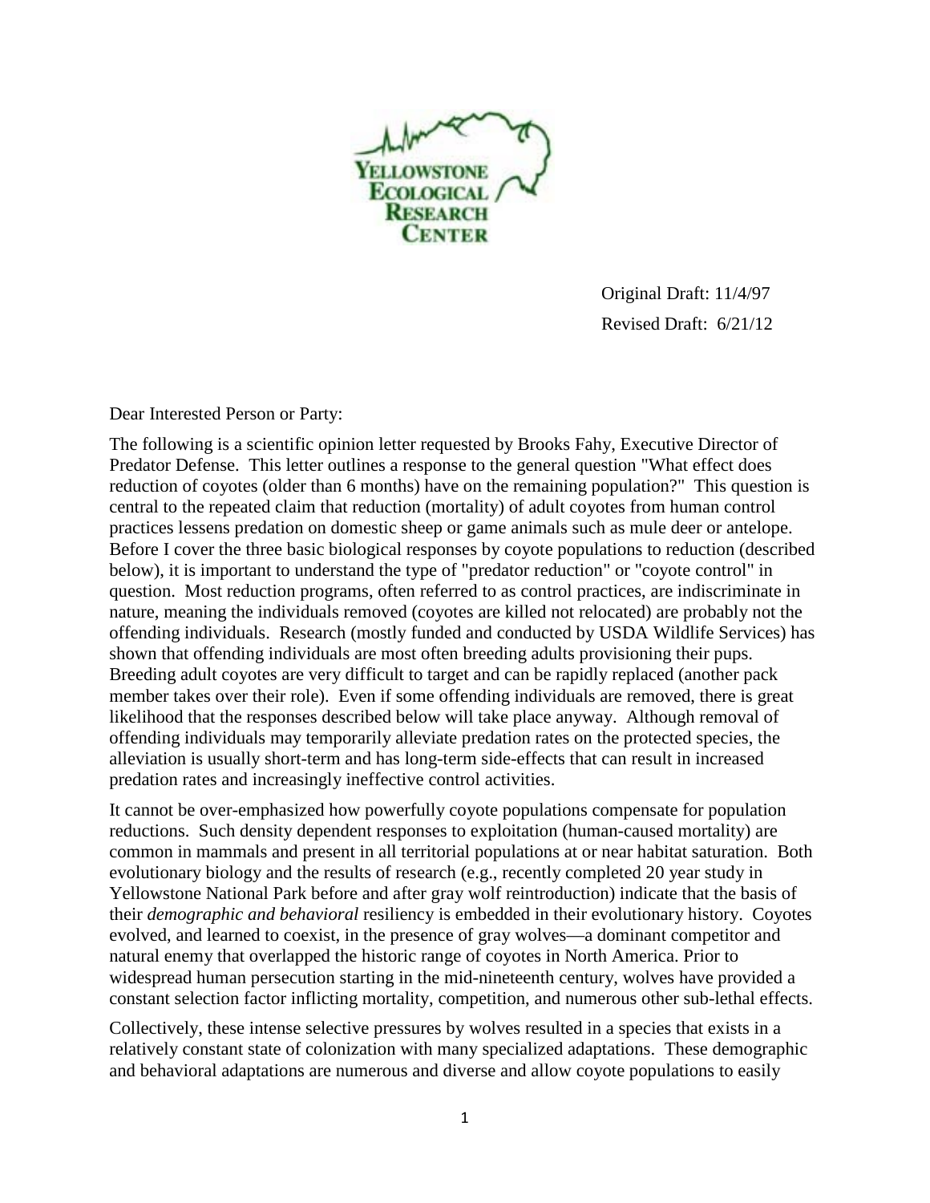Yellowstone Ecological Research Center

Original Draft: 11/4/97

Revised Draft: 6/21/12

Dear Interested Person or Party:

The following is a scientific opinion letter requested by Brooks Fahy, Executive Director of Predator Defense. This letter outlines a response to the general question "What effect does reduction of coyotes (older than 6 months) have on the remaining population?" This question is central to the repeated claim that reduction (mortality) of adult coyotes from human control practices lessens predation on domestic sheep or game animals such as mule deer or antelope. Before I cover the three basic biological responses by coyote populations to reduction (described below), it is important to understand the type of "predator reduction" or "coyote control" in question. Most reduction programs, often referred to as control practices, are indiscriminate in nature, meaning the individuals removed (coyotes are killed not relocated) are probably not the offending individuals. Research (mostly funded and conducted by USDA Wildlife Services) has shown that offending individuals are most often breeding adults provisioning their pups. Breeding adult coyotes are very difficult to target and can be rapidly replaced (another pack member takes over their role). Even if some offending individuals are removed, there is great likelihood that the responses described below will take place anyway. Although removal of offending individuals may temporarily alleviate predation rates on the protected species, the alleviation is usually short-term and has long-term side-effects that can result in increased predation rates and increasingly ineffective control activities.

It cannot be over-emphasized how powerfully coyote populations compensate for population reductions. Such density dependent responses to exploitation (human-caused mortality) are common in mammals and present in all territorial populations at or near habitat saturation. Both evolutionary biology and the results of research (e.g., recently completed 20 year study in Yellowstone National Park before and after gray wolf reintroduction) indicate that the basis of their *demographic and behavioral* resiliency is embedded in their evolutionary history. Coyotes evolved, and learned to coexist, in the presence of gray wolves—a dominant competitor and natural enemy that overlapped the historic range of coyotes in North America. Prior to widespread human persecution starting in the mid-nineteenth century, wolves have provided a constant selection factor inflicting mortality, competition, and numerous other sub-lethal effects.

Collectively, these intense selective pressures by wolves resulted in a species that exists in a relatively constant state of colonization with many specialized adaptations. These demographic and behavioral adaptations are numerous and diverse and allow coyote populations to easily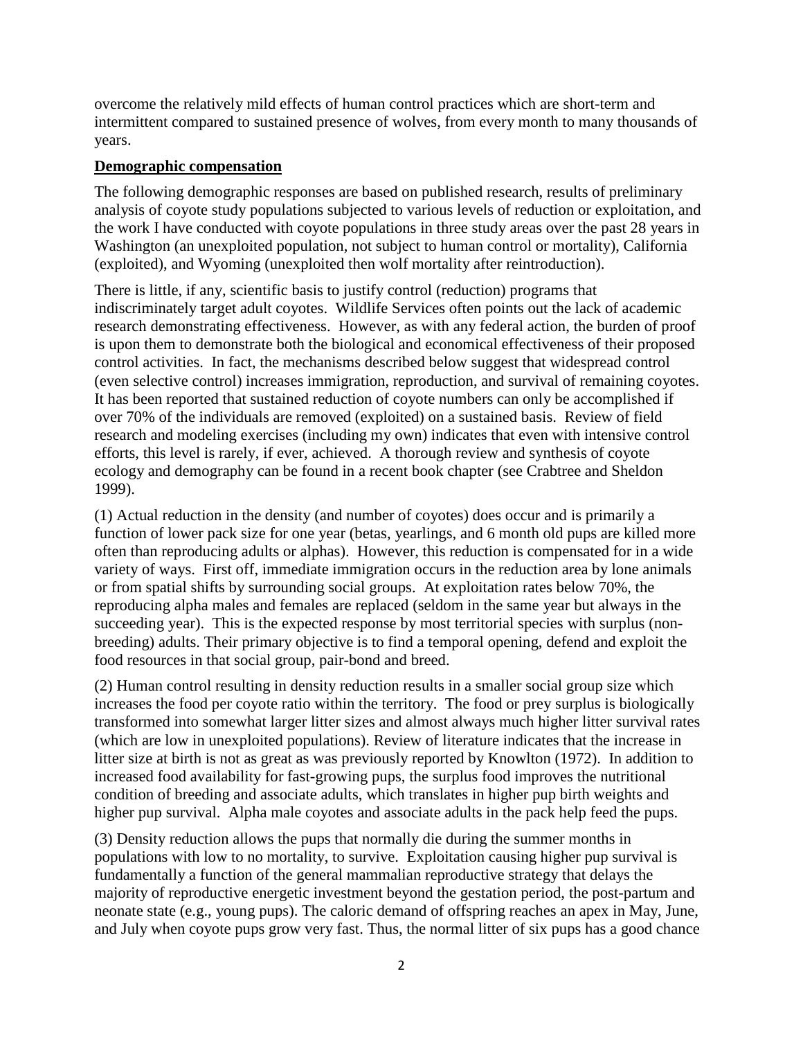overcome the relatively mild effects of human control practices which are short-term and intermittent compared to sustained presence of wolves, from every month to many thousands of years.

**Demographic compensation**

The following demographic responses are based on published research, results of preliminary analysis of coyote study populations subjected to various levels of reduction or exploitation, and the work I have conducted with coyote populations in three study areas over the past 28 years in Washington (an unexploited population, not subject to human control or mortality), California (exploited), and Wyoming (unexploited then wolf mortality after reintroduction).

There is little, if any, scientific basis to justify control (reduction) programs that indiscriminately target adult coyotes. Wildlife Services often points out the lack of academic research demonstrating effectiveness. However, as with any federal action, the burden of proof is upon them to demonstrate both the biological and economical effectiveness of their proposed control activities. In fact, the mechanisms described below suggest that widespread control (even selective control) increases immigration, reproduction, and survival of remaining coyotes. It has been reported that sustained reduction of coyote numbers can only be accomplished if over 70% of the individuals are removed (exploited) on a sustained basis. Review of field research and modeling exercises (including my own) indicates that even with intensive control efforts, this level is rarely, if ever, achieved. A thorough review and synthesis of coyote ecology and demography can be found in a recent book chapter (see Crabtree and Sheldon 1999).

(1) Actual reduction in the density (and number of coyotes) does occur and is primarily a function of lower pack size for one year (betas, yearlings, and 6 month old pups are killed more often than reproducing adults or alphas). However, this reduction is compensated for in a wide variety of ways. First off, immediate immigration occurs in the reduction area by lone animals or from spatial shifts by surrounding social groups. At exploitation rates below 70%, the reproducing alpha males and females are replaced (seldom in the same year but always in the succeeding year). This is the expected response by most territorial species with surplus (non-breeding) adults. Their primary objective is to find a temporal opening, defend and exploit the food resources in that social group, pair-bond and breed.

(2) Human control resulting in density reduction results in a smaller social group size which increases the food per coyote ratio within the territory. The food or prey surplus is biologically transformed into somewhat larger litter sizes and almost always much higher litter survival rates (which are low in unexploited populations). Review of literature indicates that the increase in litter size at birth is not as great as was previously reported by Knowlton (1972). In addition to increased food availability for fast-growing pups, the surplus food improves the nutritional condition of breeding and associate adults, which translates in higher pup birth weights and higher pup survival. Alpha male coyotes and associate adults in the pack help feed the pups.

(3) Density reduction allows the pups that normally die during the summer months in populations with low to no mortality, to survive. Exploitation causing higher pup survival is fundamentally a function of the general mammalian reproductive strategy that delays the majority of reproductive energetic investment beyond the gestation period, the post-partum and neonate state (e.g., young pups). The caloric demand of offspring reaches an apex in May, June, and July when coyote pups grow very fast. Thus, the normal litter of six pups has a good chance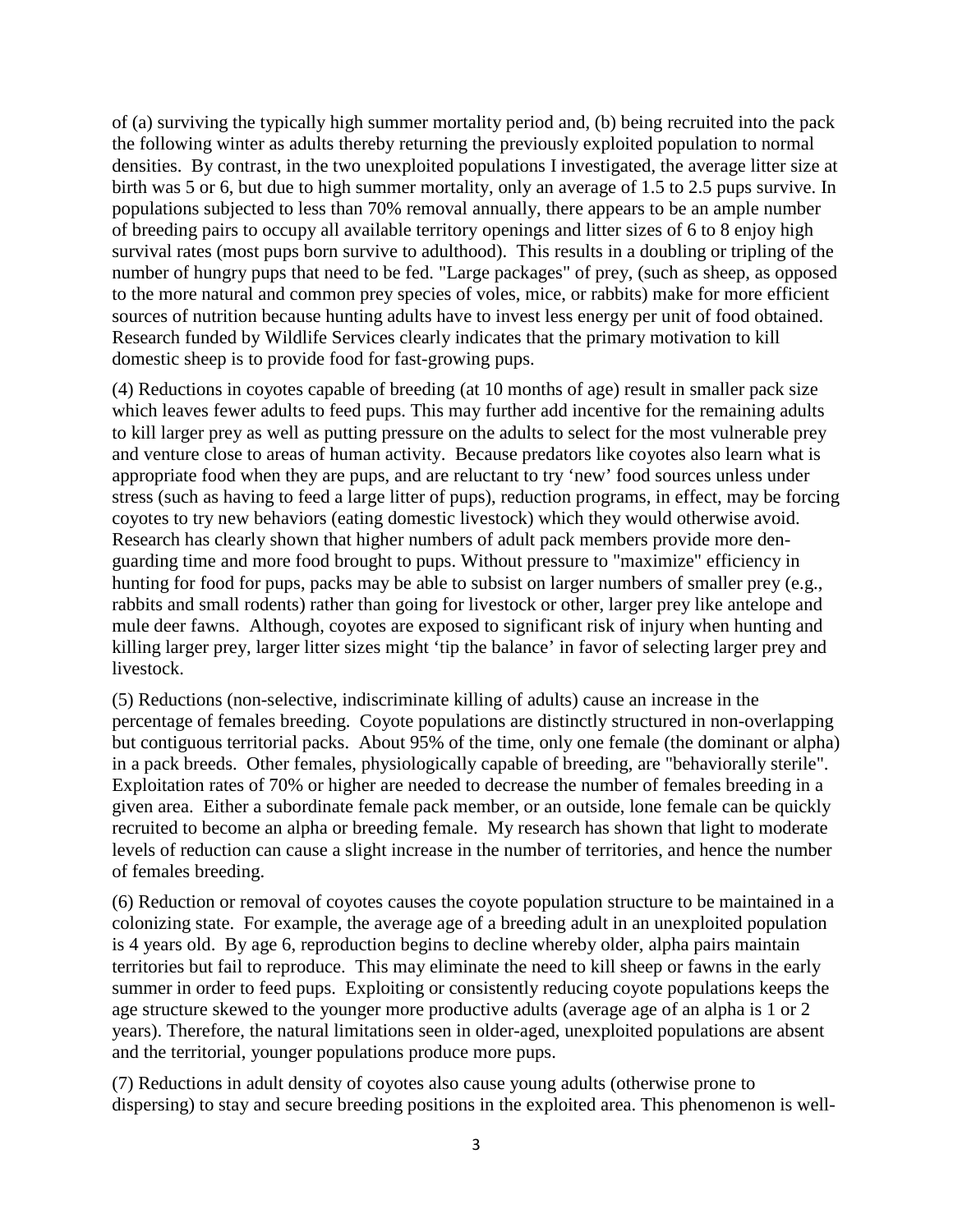of (a) surviving the typically high summer mortality period and, (b) being recruited into the pack the following winter as adults thereby returning the previously exploited population to normal densities. By contrast, in the two unexploited populations I investigated, the average litter size at birth was 5 or 6, but due to high summer mortality, only an average of 1.5 to 2.5 pups survive. In populations subjected to less than 70% removal annually, there appears to be an ample number of breeding pairs to occupy all available territory openings and litter sizes of 6 to 8 enjoy high survival rates (most pups born survive to adulthood). This results in a doubling or tripling of the number of hungry pups that need to be fed. "Large packages" of prey, (such as sheep, as opposed to the more natural and common prey species of voles, mice, or rabbits) make for more efficient sources of nutrition because hunting adults have to invest less energy per unit of food obtained. Research funded by Wildlife Services clearly indicates that the primary motivation to kill domestic sheep is to provide food for fast-growing pups.

(4) Reductions in coyotes capable of breeding (at 10 months of age) result in smaller pack size which leaves fewer adults to feed pups. This may further add incentive for the remaining adults to kill larger prey as well as putting pressure on the adults to select for the most vulnerable prey and venture close to areas of human activity. Because predators like coyotes also learn what is appropriate food when they are pups, and are reluctant to try 'new' food sources unless under stress (such as having to feed a large litter of pups), reduction programs, in effect, may be forcing coyotes to try new behaviors (eating domestic livestock) which they would otherwise avoid. Research has clearly shown that higher numbers of adult pack members provide more den-guarding time and more food brought to pups. Without pressure to "maximize" efficiency in hunting for food for pups, packs may be able to subsist on larger numbers of smaller prey (e.g., rabbits and small rodents) rather than going for livestock or other, larger prey like antelope and mule deer fawns. Although, coyotes are exposed to significant risk of injury when hunting and killing larger prey, larger litter sizes might 'tip the balance' in favor of selecting larger prey and livestock.

(5) Reductions (non-selective, indiscriminate killing of adults) cause an increase in the percentage of females breeding. Coyote populations are distinctly structured in non-overlapping but contiguous territorial packs. About 95% of the time, only one female (the dominant or alpha) in a pack breeds. Other females, physiologically capable of breeding, are "behaviorally sterile". Exploitation rates of 70% or higher are needed to decrease the number of females breeding in a given area. Either a subordinate female pack member, or an outside, lone female can be quickly recruited to become an alpha or breeding female. My research has shown that light to moderate levels of reduction can cause a slight increase in the number of territories, and hence the number of females breeding.

(6) Reduction or removal of coyotes causes the coyote population structure to be maintained in a colonizing state. For example, the average age of a breeding adult in an unexploited population is 4 years old. By age 6, reproduction begins to decline whereby older, alpha pairs maintain territories but fail to reproduce. This may eliminate the need to kill sheep or fawns in the early summer in order to feed pups. Exploiting or consistently reducing coyote populations keeps the age structure skewed to the younger more productive adults (average age of an alpha is 1 or 2 years). Therefore, the natural limitations seen in older-aged, unexploited populations are absent and the territorial, younger populations produce more pups.

(7) Reductions in adult density of coyotes also cause young adults (otherwise prone to dispersing) to stay and secure breeding positions in the exploited area. This phenomenon is well-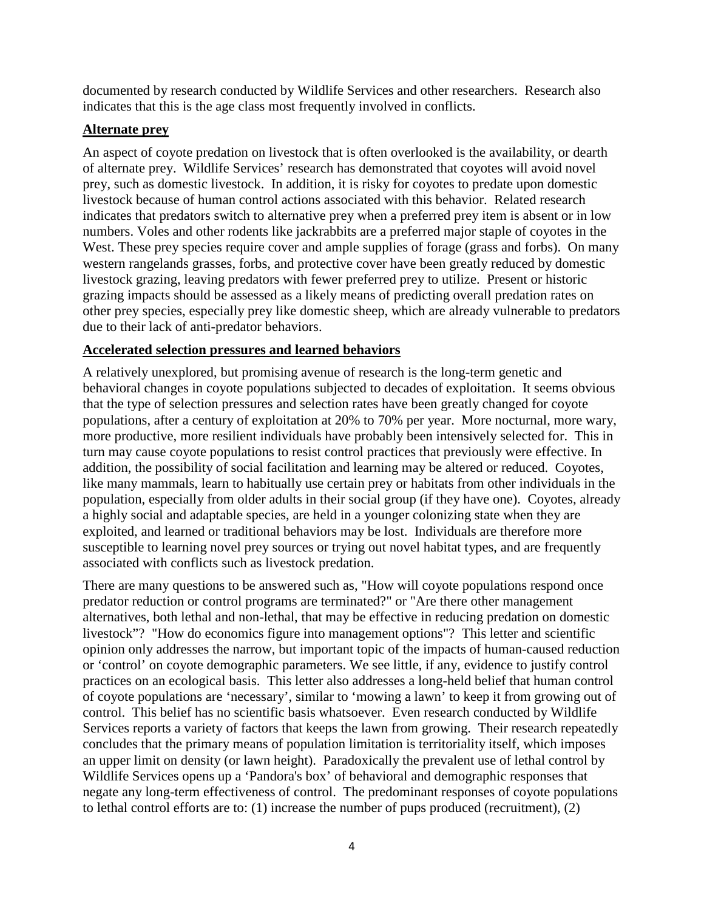documented by research conducted by Wildlife Services and other researchers. Research also indicates that this is the age class most frequently involved in conflicts.

**Alternate prey**

An aspect of coyote predation on livestock that is often overlooked is the availability, or dearth of alternate prey. Wildlife Services' research has demonstrated that coyotes will avoid novel prey, such as domestic livestock. In addition, it is risky for coyotes to predate upon domestic livestock because of human control actions associated with this behavior. Related research indicates that predators switch to alternative prey when a preferred prey item is absent or in low numbers. Voles and other rodents like jackrabbits are a preferred major staple of coyotes in the West. These prey species require cover and ample supplies of forage (grass and forbs). On many western rangelands grasses, forbs, and protective cover have been greatly reduced by domestic livestock grazing, leaving predators with fewer preferred prey to utilize. Present or historic grazing impacts should be assessed as a likely means of predicting overall predation rates on other prey species, especially prey like domestic sheep, which are already vulnerable to predators due to their lack of anti-predator behaviors.

**Accelerated selection pressures and learned behaviors**

A relatively unexplored, but promising avenue of research is the long-term genetic and behavioral changes in coyote populations subjected to decades of exploitation. It seems obvious that the type of selection pressures and selection rates have been greatly changed for coyote populations, after a century of exploitation at 20% to 70% per year. More nocturnal, more wary, more productive, more resilient individuals have probably been intensively selected for. This in turn may cause coyote populations to resist control practices that previously were effective. In addition, the possibility of social facilitation and learning may be altered or reduced. Coyotes, like many mammals, learn to habitually use certain prey or habitats from other individuals in the population, especially from older adults in their social group (if they have one). Coyotes, already a highly social and adaptable species, are held in a younger colonizing state when they are exploited, and learned or traditional behaviors may be lost. Individuals are therefore more susceptible to learning novel prey sources or trying out novel habitat types, and are frequently associated with conflicts such as livestock predation.

There are many questions to be answered such as, "How will coyote populations respond once predator reduction or control programs are terminated?" or "Are there other management alternatives, both lethal and non-lethal, that may be effective in reducing predation on domestic livestock"? "How do economics figure into management options"? This letter and scientific opinion only addresses the narrow, but important topic of the impacts of human-caused reduction or 'control' on coyote demographic parameters. We see little, if any, evidence to justify control practices on an ecological basis. This letter also addresses a long-held belief that human control of coyote populations are 'necessary', similar to 'mowing a lawn' to keep it from growing out of control. This belief has no scientific basis whatsoever. Even research conducted by Wildlife Services reports a variety of factors that keeps the lawn from growing. Their research repeatedly concludes that the primary means of population limitation is territoriality itself, which imposes an upper limit on density (or lawn height). Paradoxically the prevalent use of lethal control by Wildlife Services opens up a 'Pandora's box' of behavioral and demographic responses that negate any long-term effectiveness of control. The predominant responses of coyote populations to lethal control efforts are to: (1) increase the number of pups produced (recruitment), (2)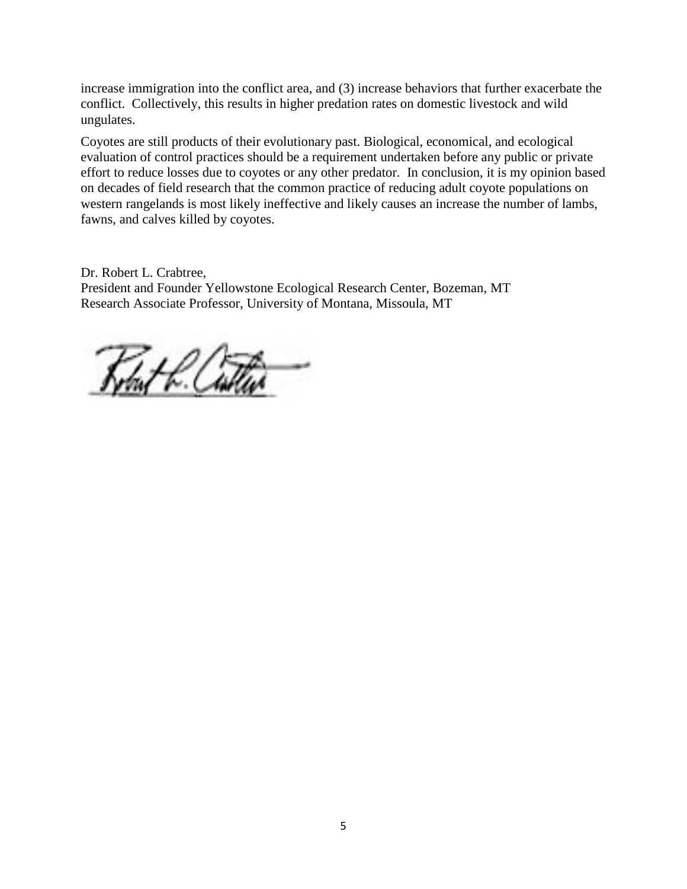increase immigration into the conflict area, and (3) increase behaviors that further exacerbate the conflict. Collectively, this results in higher predation rates on domestic livestock and wild ungulates.

Coyotes are still products of their evolutionary past. Biological, economical, and ecological evaluation of control practices should be a requirement undertaken before any public or private effort to reduce losses due to coyotes or any other predator. In conclusion, it is my opinion based on decades of field research that the common practice of reducing adult coyote populations on western rangelands is most likely ineffective and likely causes an increase the number of lambs, fawns, and calves killed by coyotes.

Dr. Robert L. Crabtree,
President and Founder Yellowstone Ecological Research Center, Bozeman, MT
Research Associate Professor, University of Montana, Missoula, MT